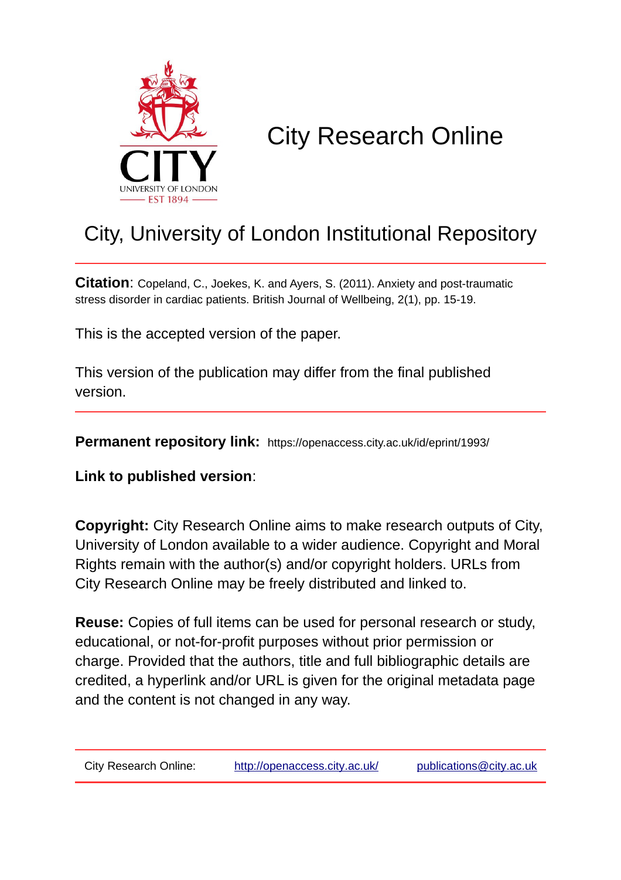# City Research Online

## City, University of London Institutional Repository

**Citation**: Copeland, C., Joekes, K. and Ayers, S. (2011). Anxiety and post-traumatic stress disorder in cardiac patients. British Journal of Wellbeing, 2(1), pp. 15-19.

This is the accepted version of the paper.

This version of the publication may differ from the final published version.

**Permanent repository link:** https://openaccess.city.ac.uk/id/eprint/1993/

**Link to published version**:

**Copyright:** City Research Online aims to make research outputs of City, University of London available to a wider audience. Copyright and Moral Rights remain with the author(s) and/or copyright holders. URLs from City Research Online may be freely distributed and linked to.

**Reuse:** Copies of full items can be used for personal research or study, educational, or not-for-profit purposes without prior permission or charge. Provided that the authors, title and full bibliographic details are credited, a hyperlink and/or URL is given for the original metadata page and the content is not changed in any way.

City Research Online: http://openaccess.city.ac.uk/ publications@city.ac.uk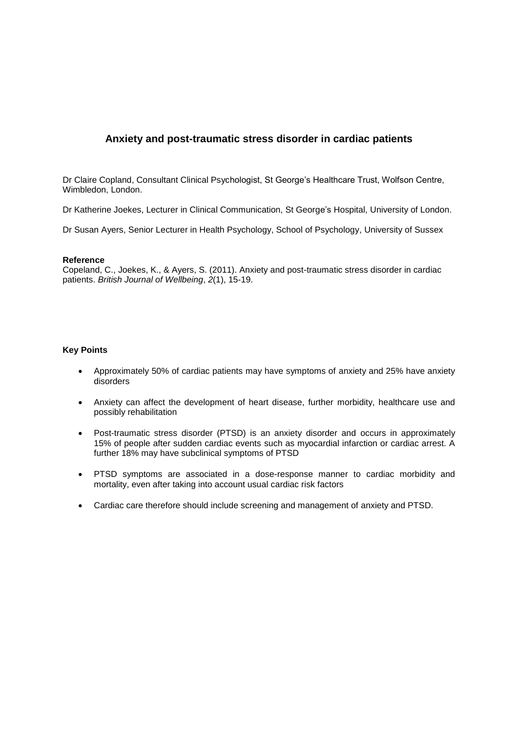# Anxiety and post-traumatic stress disorder in cardiac patients

Dr Claire Copland, Consultant Clinical Psychologist, St George's Healthcare Trust, Wolfson Centre, Wimbledon, London.

Dr Katherine Joekes, Lecturer in Clinical Communication, St George's Hospital, University of London.

Dr Susan Ayers, Senior Lecturer in Health Psychology, School of Psychology, University of Sussex

**Reference**
Copeland, C., Joekes, K., & Ayers, S. (2011). Anxiety and post-traumatic stress disorder in cardiac patients. *British Journal of Wellbeing*, *2*(1), 15-19.

**Key Points**

- Approximately 50% of cardiac patients may have symptoms of anxiety and 25% have anxiety disorders
- Anxiety can affect the development of heart disease, further morbidity, healthcare use and possibly rehabilitation
- Post-traumatic stress disorder (PTSD) is an anxiety disorder and occurs in approximately 15% of people after sudden cardiac events such as myocardial infarction or cardiac arrest. A further 18% may have subclinical symptoms of PTSD
- PTSD symptoms are associated in a dose-response manner to cardiac morbidity and mortality, even after taking into account usual cardiac risk factors
- Cardiac care therefore should include screening and management of anxiety and PTSD.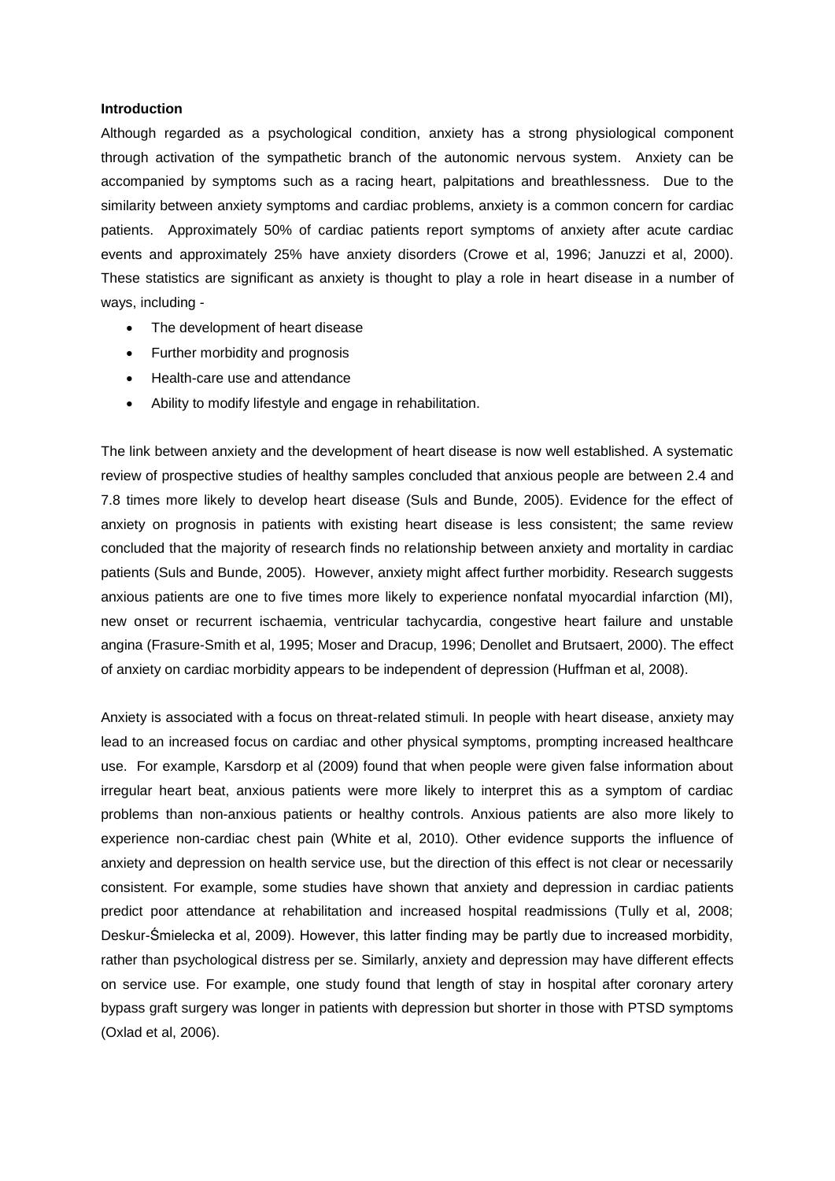**Introduction**

Although regarded as a psychological condition, anxiety has a strong physiological component through activation of the sympathetic branch of the autonomic nervous system. Anxiety can be accompanied by symptoms such as a racing heart, palpitations and breathlessness. Due to the similarity between anxiety symptoms and cardiac problems, anxiety is a common concern for cardiac patients. Approximately 50% of cardiac patients report symptoms of anxiety after acute cardiac events and approximately 25% have anxiety disorders (Crowe et al, 1996; Januzzi et al, 2000). These statistics are significant as anxiety is thought to play a role in heart disease in a number of ways, including -

- The development of heart disease
- Further morbidity and prognosis
- Health-care use and attendance
- Ability to modify lifestyle and engage in rehabilitation.

The link between anxiety and the development of heart disease is now well established. A systematic review of prospective studies of healthy samples concluded that anxious people are between 2.4 and 7.8 times more likely to develop heart disease (Suls and Bunde, 2005). Evidence for the effect of anxiety on prognosis in patients with existing heart disease is less consistent; the same review concluded that the majority of research finds no relationship between anxiety and mortality in cardiac patients (Suls and Bunde, 2005). However, anxiety might affect further morbidity. Research suggests anxious patients are one to five times more likely to experience nonfatal myocardial infarction (MI), new onset or recurrent ischaemia, ventricular tachycardia, congestive heart failure and unstable angina (Frasure-Smith et al, 1995; Moser and Dracup, 1996; Denollet and Brutsaert, 2000). The effect of anxiety on cardiac morbidity appears to be independent of depression (Huffman et al, 2008).

Anxiety is associated with a focus on threat-related stimuli. In people with heart disease, anxiety may lead to an increased focus on cardiac and other physical symptoms, prompting increased healthcare use. For example, Karsdorp et al (2009) found that when people were given false information about irregular heart beat, anxious patients were more likely to interpret this as a symptom of cardiac problems than non-anxious patients or healthy controls. Anxious patients are also more likely to experience non-cardiac chest pain (White et al, 2010). Other evidence supports the influence of anxiety and depression on health service use, but the direction of this effect is not clear or necessarily consistent. For example, some studies have shown that anxiety and depression in cardiac patients predict poor attendance at rehabilitation and increased hospital readmissions (Tully et al, 2008; Deskur-Śmielecka et al, 2009). However, this latter finding may be partly due to increased morbidity, rather than psychological distress per se. Similarly, anxiety and depression may have different effects on service use. For example, one study found that length of stay in hospital after coronary artery bypass graft surgery was longer in patients with depression but shorter in those with PTSD symptoms (Oxlad et al, 2006).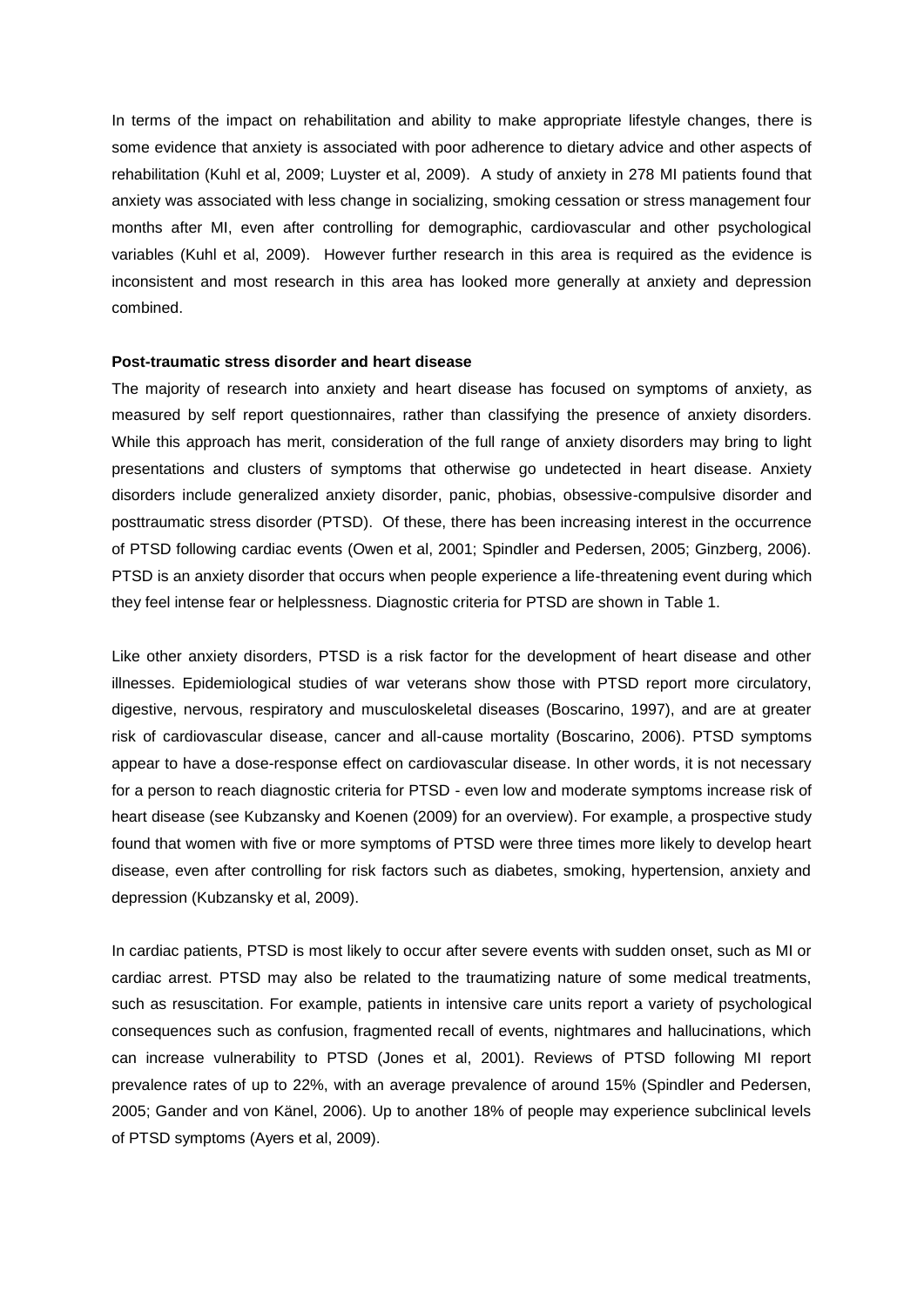In terms of the impact on rehabilitation and ability to make appropriate lifestyle changes, there is some evidence that anxiety is associated with poor adherence to dietary advice and other aspects of rehabilitation (Kuhl et al, 2009; Luyster et al, 2009). A study of anxiety in 278 MI patients found that anxiety was associated with less change in socializing, smoking cessation or stress management four months after MI, even after controlling for demographic, cardiovascular and other psychological variables (Kuhl et al, 2009). However further research in this area is required as the evidence is inconsistent and most research in this area has looked more generally at anxiety and depression combined.

**Post-traumatic stress disorder and heart disease**

The majority of research into anxiety and heart disease has focused on symptoms of anxiety, as measured by self report questionnaires, rather than classifying the presence of anxiety disorders. While this approach has merit, consideration of the full range of anxiety disorders may bring to light presentations and clusters of symptoms that otherwise go undetected in heart disease. Anxiety disorders include generalized anxiety disorder, panic, phobias, obsessive-compulsive disorder and posttraumatic stress disorder (PTSD). Of these, there has been increasing interest in the occurrence of PTSD following cardiac events (Owen et al, 2001; Spindler and Pedersen, 2005; Ginzberg, 2006). PTSD is an anxiety disorder that occurs when people experience a life-threatening event during which they feel intense fear or helplessness. Diagnostic criteria for PTSD are shown in Table 1.

Like other anxiety disorders, PTSD is a risk factor for the development of heart disease and other illnesses. Epidemiological studies of war veterans show those with PTSD report more circulatory, digestive, nervous, respiratory and musculoskeletal diseases (Boscarino, 1997), and are at greater risk of cardiovascular disease, cancer and all-cause mortality (Boscarino, 2006). PTSD symptoms appear to have a dose-response effect on cardiovascular disease. In other words, it is not necessary for a person to reach diagnostic criteria for PTSD - even low and moderate symptoms increase risk of heart disease (see Kubzansky and Koenen (2009) for an overview). For example, a prospective study found that women with five or more symptoms of PTSD were three times more likely to develop heart disease, even after controlling for risk factors such as diabetes, smoking, hypertension, anxiety and depression (Kubzansky et al, 2009).

In cardiac patients, PTSD is most likely to occur after severe events with sudden onset, such as MI or cardiac arrest. PTSD may also be related to the traumatizing nature of some medical treatments, such as resuscitation. For example, patients in intensive care units report a variety of psychological consequences such as confusion, fragmented recall of events, nightmares and hallucinations, which can increase vulnerability to PTSD (Jones et al, 2001). Reviews of PTSD following MI report prevalence rates of up to 22%, with an average prevalence of around 15% (Spindler and Pedersen, 2005; Gander and von Känel, 2006). Up to another 18% of people may experience subclinical levels of PTSD symptoms (Ayers et al, 2009).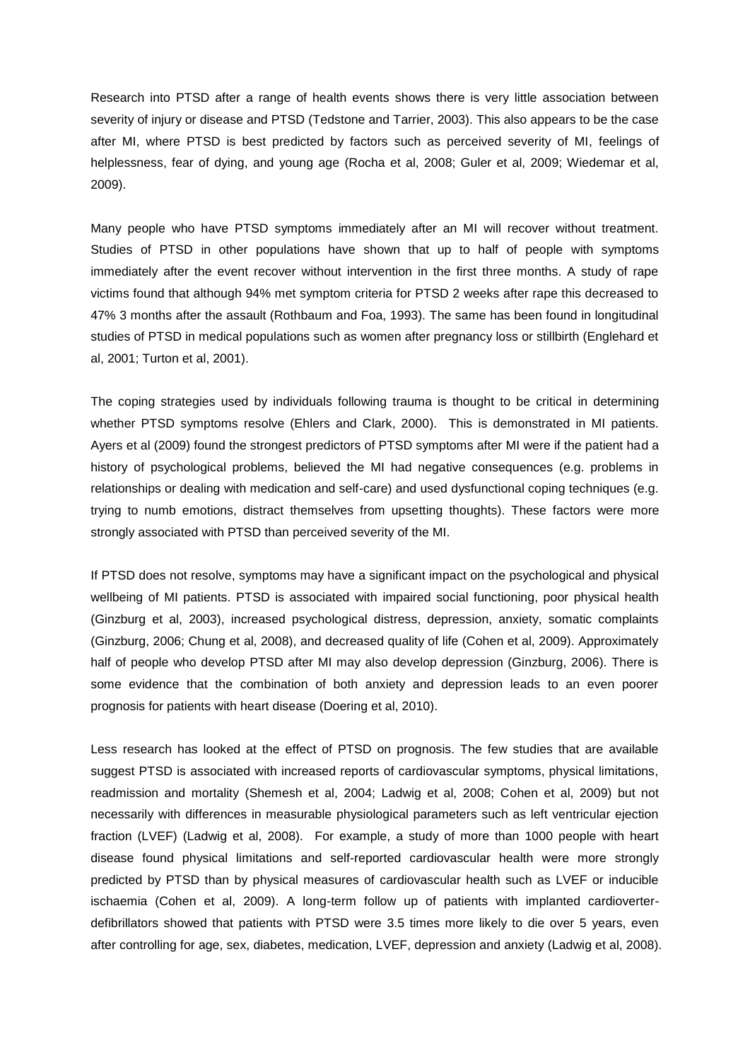Research into PTSD after a range of health events shows there is very little association between severity of injury or disease and PTSD (Tedstone and Tarrier, 2003). This also appears to be the case after MI, where PTSD is best predicted by factors such as perceived severity of MI, feelings of helplessness, fear of dying, and young age (Rocha et al, 2008; Guler et al, 2009; Wiedemar et al, 2009).

Many people who have PTSD symptoms immediately after an MI will recover without treatment. Studies of PTSD in other populations have shown that up to half of people with symptoms immediately after the event recover without intervention in the first three months. A study of rape victims found that although 94% met symptom criteria for PTSD 2 weeks after rape this decreased to 47% 3 months after the assault (Rothbaum and Foa, 1993). The same has been found in longitudinal studies of PTSD in medical populations such as women after pregnancy loss or stillbirth (Englehard et al, 2001; Turton et al, 2001).

The coping strategies used by individuals following trauma is thought to be critical in determining whether PTSD symptoms resolve (Ehlers and Clark, 2000). This is demonstrated in MI patients. Ayers et al (2009) found the strongest predictors of PTSD symptoms after MI were if the patient had a history of psychological problems, believed the MI had negative consequences (e.g. problems in relationships or dealing with medication and self-care) and used dysfunctional coping techniques (e.g. trying to numb emotions, distract themselves from upsetting thoughts). These factors were more strongly associated with PTSD than perceived severity of the MI.

If PTSD does not resolve, symptoms may have a significant impact on the psychological and physical wellbeing of MI patients. PTSD is associated with impaired social functioning, poor physical health (Ginzburg et al, 2003), increased psychological distress, depression, anxiety, somatic complaints (Ginzburg, 2006; Chung et al, 2008), and decreased quality of life (Cohen et al, 2009). Approximately half of people who develop PTSD after MI may also develop depression (Ginzburg, 2006). There is some evidence that the combination of both anxiety and depression leads to an even poorer prognosis for patients with heart disease (Doering et al, 2010).

Less research has looked at the effect of PTSD on prognosis. The few studies that are available suggest PTSD is associated with increased reports of cardiovascular symptoms, physical limitations, readmission and mortality (Shemesh et al, 2004; Ladwig et al, 2008; Cohen et al, 2009) but not necessarily with differences in measurable physiological parameters such as left ventricular ejection fraction (LVEF) (Ladwig et al, 2008). For example, a study of more than 1000 people with heart disease found physical limitations and self-reported cardiovascular health were more strongly predicted by PTSD than by physical measures of cardiovascular health such as LVEF or inducible ischaemia (Cohen et al, 2009). A long-term follow up of patients with implanted cardioverter-defibrillators showed that patients with PTSD were 3.5 times more likely to die over 5 years, even after controlling for age, sex, diabetes, medication, LVEF, depression and anxiety (Ladwig et al, 2008).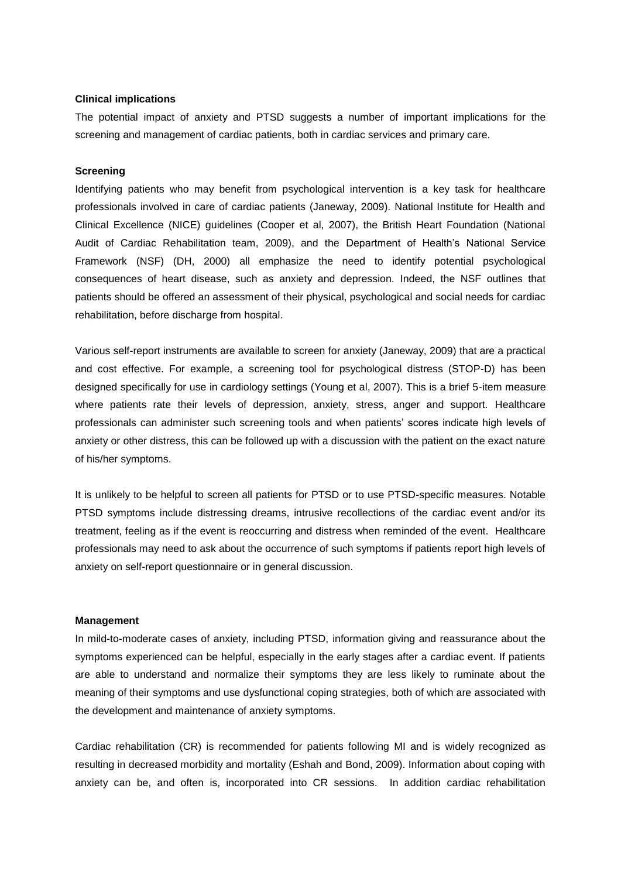### Clinical implications

The potential impact of anxiety and PTSD suggests a number of important implications for the screening and management of cardiac patients, both in cardiac services and primary care.

### Screening

Identifying patients who may benefit from psychological intervention is a key task for healthcare professionals involved in care of cardiac patients (Janeway, 2009). National Institute for Health and Clinical Excellence (NICE) guidelines (Cooper et al, 2007), the British Heart Foundation (National Audit of Cardiac Rehabilitation team, 2009), and the Department of Health's National Service Framework (NSF) (DH, 2000) all emphasize the need to identify potential psychological consequences of heart disease, such as anxiety and depression. Indeed, the NSF outlines that patients should be offered an assessment of their physical, psychological and social needs for cardiac rehabilitation, before discharge from hospital.

Various self-report instruments are available to screen for anxiety (Janeway, 2009) that are a practical and cost effective. For example, a screening tool for psychological distress (STOP-D) has been designed specifically for use in cardiology settings (Young et al, 2007). This is a brief 5-item measure where patients rate their levels of depression, anxiety, stress, anger and support. Healthcare professionals can administer such screening tools and when patients' scores indicate high levels of anxiety or other distress, this can be followed up with a discussion with the patient on the exact nature of his/her symptoms.

It is unlikely to be helpful to screen all patients for PTSD or to use PTSD-specific measures. Notable PTSD symptoms include distressing dreams, intrusive recollections of the cardiac event and/or its treatment, feeling as if the event is reoccurring and distress when reminded of the event. Healthcare professionals may need to ask about the occurrence of such symptoms if patients report high levels of anxiety on self-report questionnaire or in general discussion.

### Management

In mild-to-moderate cases of anxiety, including PTSD, information giving and reassurance about the symptoms experienced can be helpful, especially in the early stages after a cardiac event. If patients are able to understand and normalize their symptoms they are less likely to ruminate about the meaning of their symptoms and use dysfunctional coping strategies, both of which are associated with the development and maintenance of anxiety symptoms.

Cardiac rehabilitation (CR) is recommended for patients following MI and is widely recognized as resulting in decreased morbidity and mortality (Eshah and Bond, 2009). Information about coping with anxiety can be, and often is, incorporated into CR sessions. In addition cardiac rehabilitation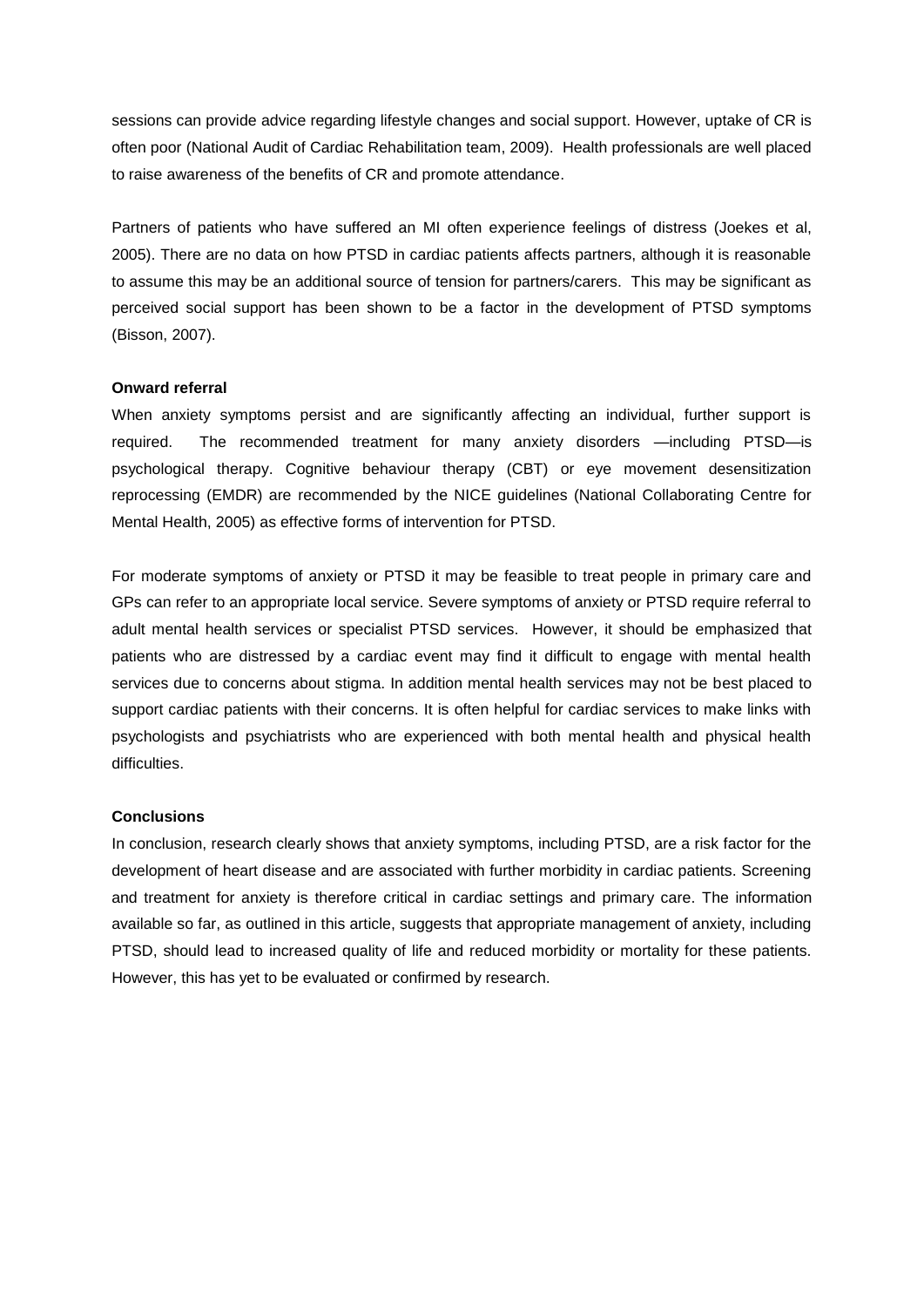sessions can provide advice regarding lifestyle changes and social support. However, uptake of CR is often poor (National Audit of Cardiac Rehabilitation team, 2009). Health professionals are well placed to raise awareness of the benefits of CR and promote attendance.

Partners of patients who have suffered an MI often experience feelings of distress (Joekes et al, 2005). There are no data on how PTSD in cardiac patients affects partners, although it is reasonable to assume this may be an additional source of tension for partners/carers. This may be significant as perceived social support has been shown to be a factor in the development of PTSD symptoms (Bisson, 2007).

**Onward referral**

When anxiety symptoms persist and are significantly affecting an individual, further support is required. The recommended treatment for many anxiety disorders —including PTSD—is psychological therapy. Cognitive behaviour therapy (CBT) or eye movement desensitization reprocessing (EMDR) are recommended by the NICE guidelines (National Collaborating Centre for Mental Health, 2005) as effective forms of intervention for PTSD.

For moderate symptoms of anxiety or PTSD it may be feasible to treat people in primary care and GPs can refer to an appropriate local service. Severe symptoms of anxiety or PTSD require referral to adult mental health services or specialist PTSD services. However, it should be emphasized that patients who are distressed by a cardiac event may find it difficult to engage with mental health services due to concerns about stigma. In addition mental health services may not be best placed to support cardiac patients with their concerns. It is often helpful for cardiac services to make links with psychologists and psychiatrists who are experienced with both mental health and physical health difficulties.

**Conclusions**

In conclusion, research clearly shows that anxiety symptoms, including PTSD, are a risk factor for the development of heart disease and are associated with further morbidity in cardiac patients. Screening and treatment for anxiety is therefore critical in cardiac settings and primary care. The information available so far, as outlined in this article, suggests that appropriate management of anxiety, including PTSD, should lead to increased quality of life and reduced morbidity or mortality for these patients. However, this has yet to be evaluated or confirmed by research.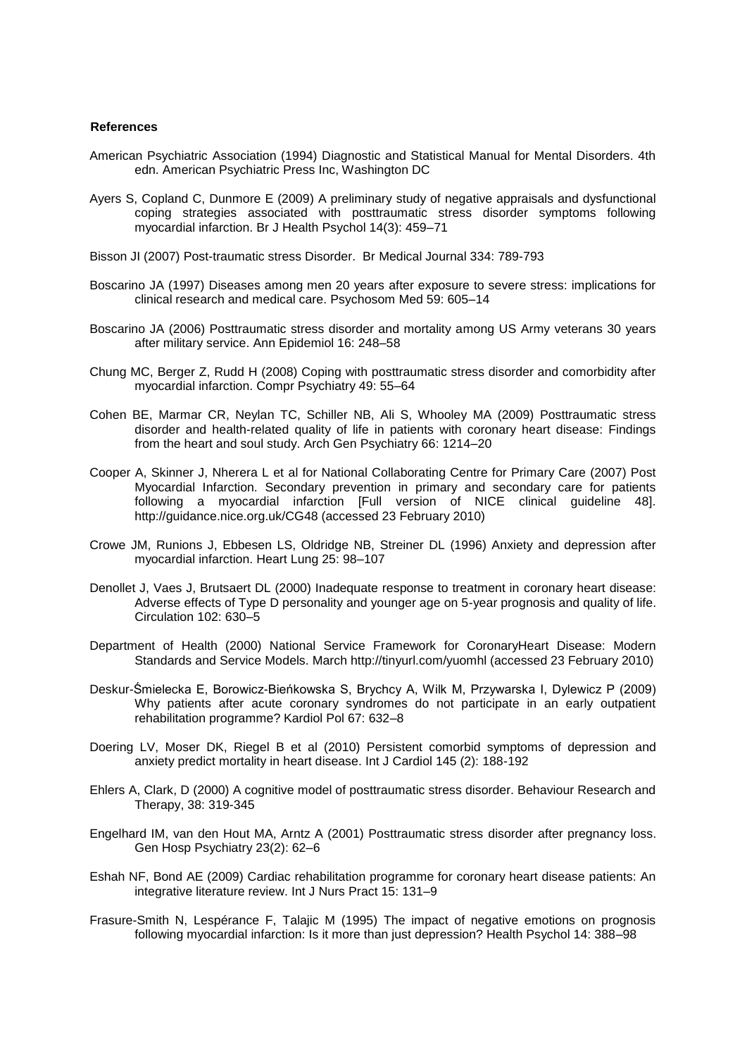**References**

American Psychiatric Association (1994) Diagnostic and Statistical Manual for Mental Disorders. 4th edn. American Psychiatric Press Inc, Washington DC

Ayers S, Copland C, Dunmore E (2009) A preliminary study of negative appraisals and dysfunctional coping strategies associated with posttraumatic stress disorder symptoms following myocardial infarction. Br J Health Psychol 14(3): 459–71

Bisson JI (2007) Post-traumatic stress Disorder. Br Medical Journal 334: 789-793

Boscarino JA (1997) Diseases among men 20 years after exposure to severe stress: implications for clinical research and medical care. Psychosom Med 59: 605–14

Boscarino JA (2006) Posttraumatic stress disorder and mortality among US Army veterans 30 years after military service. Ann Epidemiol 16: 248–58

Chung MC, Berger Z, Rudd H (2008) Coping with posttraumatic stress disorder and comorbidity after myocardial infarction. Compr Psychiatry 49: 55–64

Cohen BE, Marmar CR, Neylan TC, Schiller NB, Ali S, Whooley MA (2009) Posttraumatic stress disorder and health-related quality of life in patients with coronary heart disease: Findings from the heart and soul study. Arch Gen Psychiatry 66: 1214–20

Cooper A, Skinner J, Nherera L et al for National Collaborating Centre for Primary Care (2007) Post Myocardial Infarction. Secondary prevention in primary and secondary care for patients following a myocardial infarction [Full version of NICE clinical guideline 48]. http://guidance.nice.org.uk/CG48 (accessed 23 February 2010)

Crowe JM, Runions J, Ebbesen LS, Oldridge NB, Streiner DL (1996) Anxiety and depression after myocardial infarction. Heart Lung 25: 98–107

Denollet J, Vaes J, Brutsaert DL (2000) Inadequate response to treatment in coronary heart disease: Adverse effects of Type D personality and younger age on 5-year prognosis and quality of life. Circulation 102: 630–5

Department of Health (2000) National Service Framework for CoronaryHeart Disease: Modern Standards and Service Models. March http://tinyurl.com/yuomhl (accessed 23 February 2010)

Deskur-Śmielecka E, Borowicz-Bieńkowska S, Brychcy A, Wilk M, Przywarska I, Dylewicz P (2009) Why patients after acute coronary syndromes do not participate in an early outpatient rehabilitation programme? Kardiol Pol 67: 632–8

Doering LV, Moser DK, Riegel B et al (2010) Persistent comorbid symptoms of depression and anxiety predict mortality in heart disease. Int J Cardiol 145 (2): 188-192

Ehlers A, Clark, D (2000) A cognitive model of posttraumatic stress disorder. Behaviour Research and Therapy, 38: 319-345

Engelhard IM, van den Hout MA, Arntz A (2001) Posttraumatic stress disorder after pregnancy loss. Gen Hosp Psychiatry 23(2): 62–6

Eshah NF, Bond AE (2009) Cardiac rehabilitation programme for coronary heart disease patients: An integrative literature review. Int J Nurs Pract 15: 131–9

Frasure-Smith N, Lespérance F, Talajic M (1995) The impact of negative emotions on prognosis following myocardial infarction: Is it more than just depression? Health Psychol 14: 388–98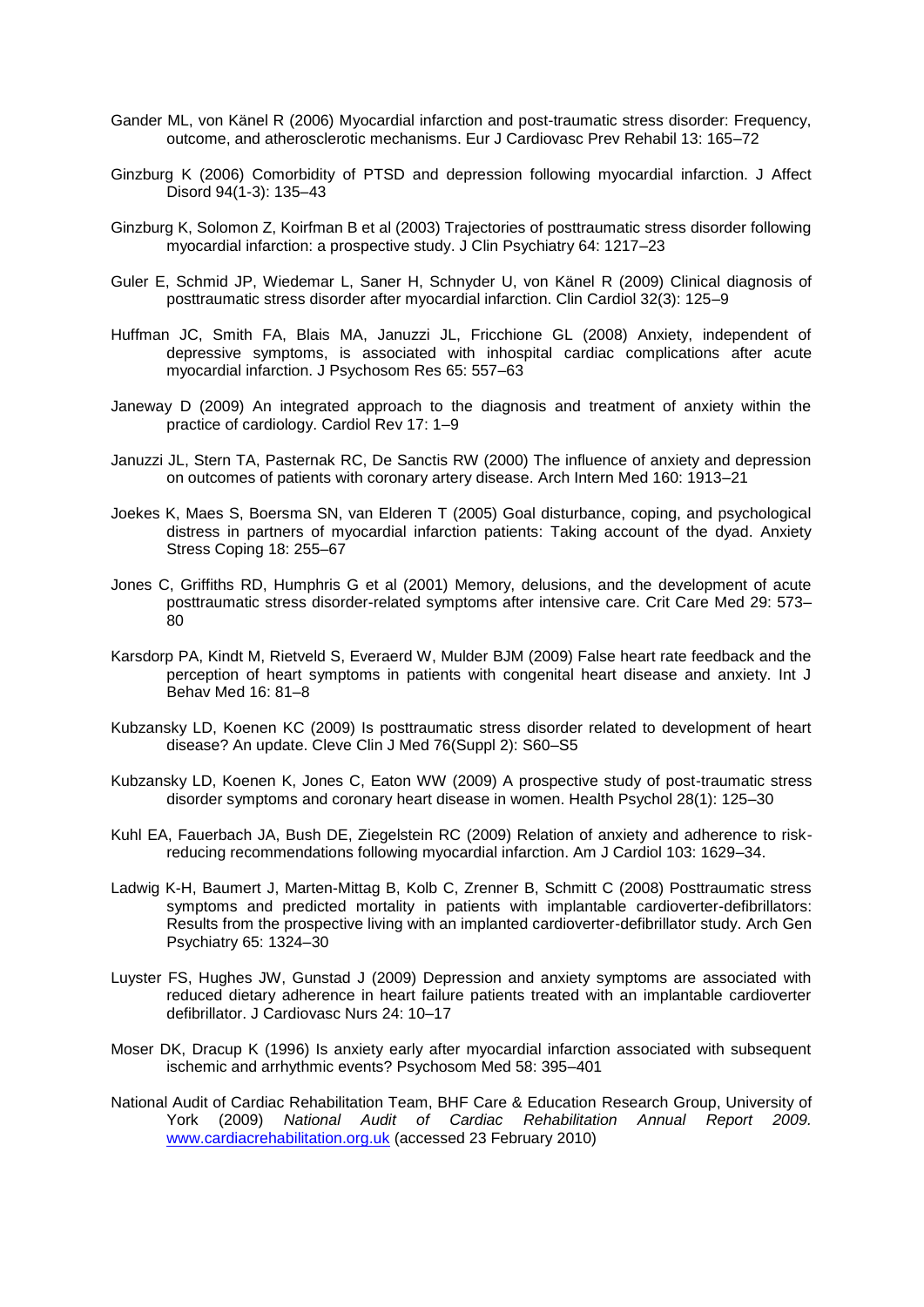Gander ML, von Känel R (2006) Myocardial infarction and post-traumatic stress disorder: Frequency, outcome, and atherosclerotic mechanisms. Eur J Cardiovasc Prev Rehabil 13: 165–72

Ginzburg K (2006) Comorbidity of PTSD and depression following myocardial infarction. J Affect Disord 94(1-3): 135–43

Ginzburg K, Solomon Z, Koirfman B et al (2003) Trajectories of posttraumatic stress disorder following myocardial infarction: a prospective study. J Clin Psychiatry 64: 1217–23

Guler E, Schmid JP, Wiedemar L, Saner H, Schnyder U, von Känel R (2009) Clinical diagnosis of posttraumatic stress disorder after myocardial infarction. Clin Cardiol 32(3): 125–9

Huffman JC, Smith FA, Blais MA, Januzzi JL, Fricchione GL (2008) Anxiety, independent of depressive symptoms, is associated with inhospital cardiac complications after acute myocardial infarction. J Psychosom Res 65: 557–63

Janeway D (2009) An integrated approach to the diagnosis and treatment of anxiety within the practice of cardiology. Cardiol Rev 17: 1–9

Januzzi JL, Stern TA, Pasternak RC, De Sanctis RW (2000) The influence of anxiety and depression on outcomes of patients with coronary artery disease. Arch Intern Med 160: 1913–21

Joekes K, Maes S, Boersma SN, van Elderen T (2005) Goal disturbance, coping, and psychological distress in partners of myocardial infarction patients: Taking account of the dyad. Anxiety Stress Coping 18: 255–67

Jones C, Griffiths RD, Humphris G et al (2001) Memory, delusions, and the development of acute posttraumatic stress disorder-related symptoms after intensive care. Crit Care Med 29: 573–80

Karsdorp PA, Kindt M, Rietveld S, Everaerd W, Mulder BJM (2009) False heart rate feedback and the perception of heart symptoms in patients with congenital heart disease and anxiety. Int J Behav Med 16: 81–8

Kubzansky LD, Koenen KC (2009) Is posttraumatic stress disorder related to development of heart disease? An update. Cleve Clin J Med 76(Suppl 2): S60–S5

Kubzansky LD, Koenen K, Jones C, Eaton WW (2009) A prospective study of post-traumatic stress disorder symptoms and coronary heart disease in women. Health Psychol 28(1): 125–30

Kuhl EA, Fauerbach JA, Bush DE, Ziegelstein RC (2009) Relation of anxiety and adherence to risk-reducing recommendations following myocardial infarction. Am J Cardiol 103: 1629–34.

Ladwig K-H, Baumert J, Marten-Mittag B, Kolb C, Zrenner B, Schmitt C (2008) Posttraumatic stress symptoms and predicted mortality in patients with implantable cardioverter-defibrillators: Results from the prospective living with an implanted cardioverter-defibrillator study. Arch Gen Psychiatry 65: 1324–30

Luyster FS, Hughes JW, Gunstad J (2009) Depression and anxiety symptoms are associated with reduced dietary adherence in heart failure patients treated with an implantable cardioverter defibrillator. J Cardiovasc Nurs 24: 10–17

Moser DK, Dracup K (1996) Is anxiety early after myocardial infarction associated with subsequent ischemic and arrhythmic events? Psychosom Med 58: 395–401

National Audit of Cardiac Rehabilitation Team, BHF Care & Education Research Group, University of York (2009) *National Audit of Cardiac Rehabilitation Annual Report 2009.* www.cardiacrehabilitation.org.uk (accessed 23 February 2010)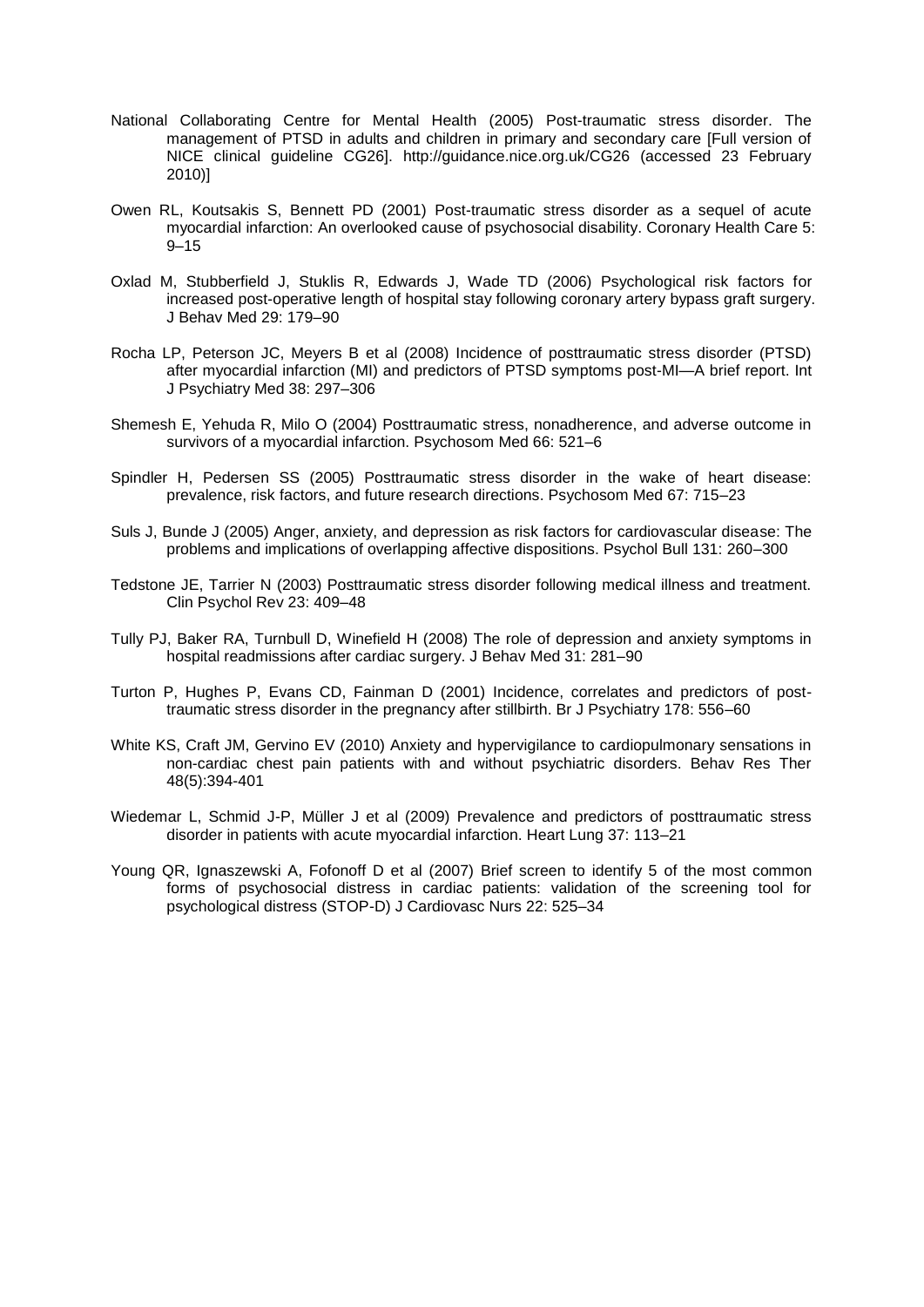National Collaborating Centre for Mental Health (2005) Post-traumatic stress disorder. The management of PTSD in adults and children in primary and secondary care [Full version of NICE clinical guideline CG26]. http://guidance.nice.org.uk/CG26 (accessed 23 February 2010)]

Owen RL, Koutsakis S, Bennett PD (2001) Post-traumatic stress disorder as a sequel of acute myocardial infarction: An overlooked cause of psychosocial disability. Coronary Health Care 5: 9–15

Oxlad M, Stubberfield J, Stuklis R, Edwards J, Wade TD (2006) Psychological risk factors for increased post-operative length of hospital stay following coronary artery bypass graft surgery. J Behav Med 29: 179–90

Rocha LP, Peterson JC, Meyers B et al (2008) Incidence of posttraumatic stress disorder (PTSD) after myocardial infarction (MI) and predictors of PTSD symptoms post-MI—A brief report. Int J Psychiatry Med 38: 297–306

Shemesh E, Yehuda R, Milo O (2004) Posttraumatic stress, nonadherence, and adverse outcome in survivors of a myocardial infarction. Psychosom Med 66: 521–6

Spindler H, Pedersen SS (2005) Posttraumatic stress disorder in the wake of heart disease: prevalence, risk factors, and future research directions. Psychosom Med 67: 715–23

Suls J, Bunde J (2005) Anger, anxiety, and depression as risk factors for cardiovascular disease: The problems and implications of overlapping affective dispositions. Psychol Bull 131: 260–300

Tedstone JE, Tarrier N (2003) Posttraumatic stress disorder following medical illness and treatment. Clin Psychol Rev 23: 409–48

Tully PJ, Baker RA, Turnbull D, Winefield H (2008) The role of depression and anxiety symptoms in hospital readmissions after cardiac surgery. J Behav Med 31: 281–90

Turton P, Hughes P, Evans CD, Fainman D (2001) Incidence, correlates and predictors of post-traumatic stress disorder in the pregnancy after stillbirth. Br J Psychiatry 178: 556–60

White KS, Craft JM, Gervino EV (2010) Anxiety and hypervigilance to cardiopulmonary sensations in non-cardiac chest pain patients with and without psychiatric disorders. Behav Res Ther 48(5):394-401

Wiedemar L, Schmid J-P, Müller J et al (2009) Prevalence and predictors of posttraumatic stress disorder in patients with acute myocardial infarction. Heart Lung 37: 113–21

Young QR, Ignaszewski A, Fofonoff D et al (2007) Brief screen to identify 5 of the most common forms of psychosocial distress in cardiac patients: validation of the screening tool for psychological distress (STOP-D) J Cardiovasc Nurs 22: 525–34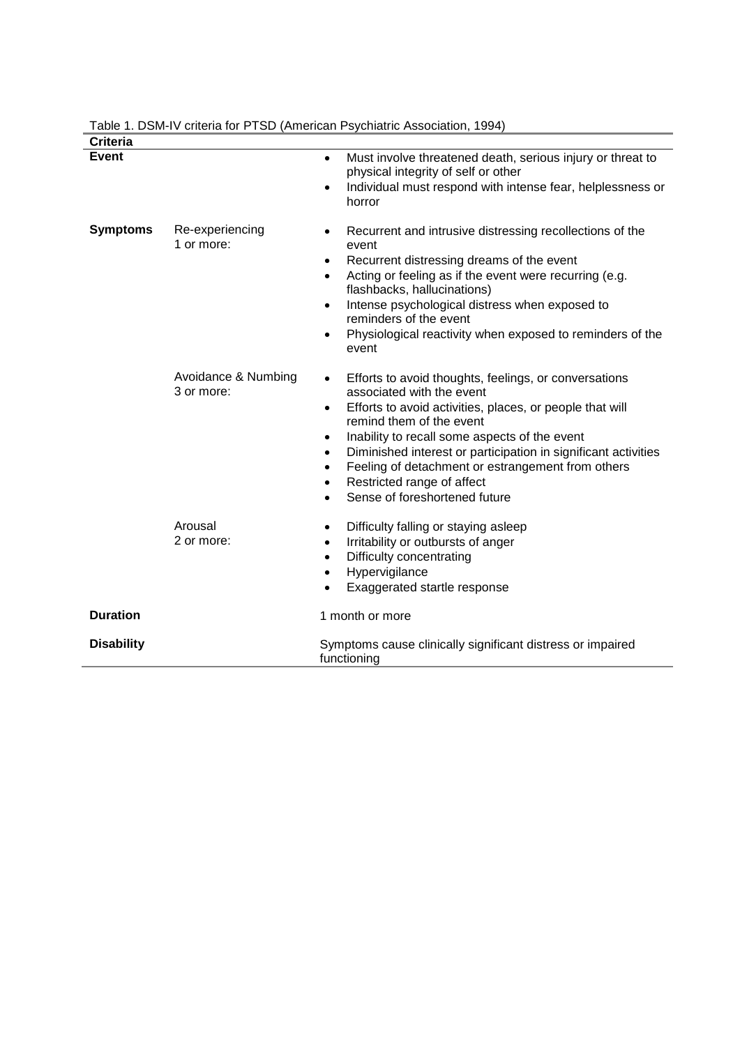Table 1. DSM-IV criteria for PTSD (American Psychiatric Association, 1994)

| Criteria | | |
|---|---|---|
| **Event** | | • Must involve threatened death, serious injury or threat to physical integrity of self or other<br>• Individual must respond with intense fear, helplessness or horror |
| **Symptoms** | Re-experiencing<br>1 or more: | • Recurrent and intrusive distressing recollections of the event<br>• Recurrent distressing dreams of the event<br>• Acting or feeling as if the event were recurring (e.g. flashbacks, hallucinations)<br>• Intense psychological distress when exposed to reminders of the event<br>• Physiological reactivity when exposed to reminders of the event |
| | Avoidance & Numbing<br>3 or more: | • Efforts to avoid thoughts, feelings, or conversations associated with the event<br>• Efforts to avoid activities, places, or people that will remind them of the event<br>• Inability to recall some aspects of the event<br>• Diminished interest or participation in significant activities<br>• Feeling of detachment or estrangement from others<br>• Restricted range of affect<br>• Sense of foreshortened future |
| | Arousal<br>2 or more: | • Difficulty falling or staying asleep<br>• Irritability or outbursts of anger<br>• Difficulty concentrating<br>• Hypervigilance<br>• Exaggerated startle response |
| **Duration** | | 1 month or more |
| **Disability** | | Symptoms cause clinically significant distress or impaired functioning |